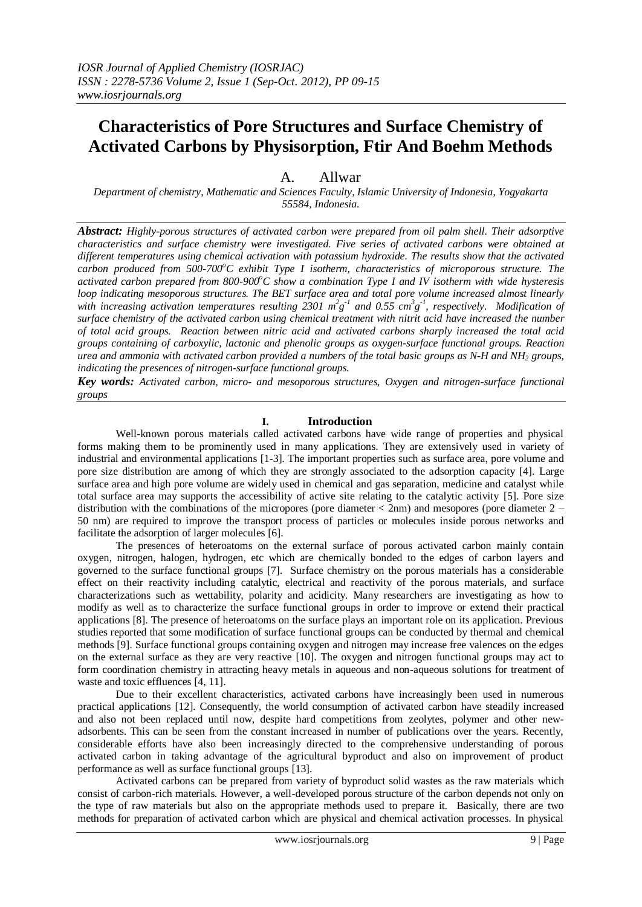# Characteristics of Pore Structures and Surface Chemistry of Activated Carbons by Physisorption, Ftir And Boehm Methods

A. Allwar

*Department of chemistry, Mathematic and Sciences Faculty, Islamic University of Indonesia, Yogyakarta 55584, Indonesia.*

***Abstract:*** *Highly-porous structures of activated carbon were prepared from oil palm shell. Their adsorptive characteristics and surface chemistry were investigated. Five series of activated carbons were obtained at different temperatures using chemical activation with potassium hydroxide. The results show that the activated carbon produced from 500-700$^oC$ exhibit Type I isotherm, characteristics of microporous structure. The activated carbon prepared from 800-900$^oC$ show a combination Type I and IV isotherm with wide hysteresis loop indicating mesoporous structures. The BET surface area and total pore volume increased almost linearly with increasing activation temperatures resulting 2301 $m^2g^{-1}$ and 0.55 $cm^3g^{-1}$, respectively. Modification of surface chemistry of the activated carbon using chemical treatment with nitrit acid have increased the number of total acid groups. Reaction between nitric acid and activated carbons sharply increased the total acid groups containing of carboxylic, lactonic and phenolic groups as oxygen-surface functional groups. Reaction urea and ammonia with activated carbon provided a numbers of the total basic groups as N-H and $NH_2$ groups, indicating the presences of nitrogen-surface functional groups.*

***Key words:*** *Activated carbon, micro- and mesoporous structures, Oxygen and nitrogen-surface functional groups*

## I. Introduction

Well-known porous materials called activated carbons have wide range of properties and physical forms making them to be prominently used in many applications. They are extensively used in variety of industrial and environmental applications [1-3]. The important properties such as surface area, pore volume and pore size distribution are among of which they are strongly associated to the adsorption capacity [4]. Large surface area and high pore volume are widely used in chemical and gas separation, medicine and catalyst while total surface area may supports the accessibility of active site relating to the catalytic activity [5]. Pore size distribution with the combinations of the micropores (pore diameter < 2nm) and mesopores (pore diameter 2 – 50 nm) are required to improve the transport process of particles or molecules inside porous networks and facilitate the adsorption of larger molecules [6].

The presences of heteroatoms on the external surface of porous activated carbon mainly contain oxygen, nitrogen, halogen, hydrogen, etc which are chemically bonded to the edges of carbon layers and governed to the surface functional groups [7]. Surface chemistry on the porous materials has a considerable effect on their reactivity including catalytic, electrical and reactivity of the porous materials, and surface characterizations such as wettability, polarity and acidicity. Many researchers are investigating as how to modify as well as to characterize the surface functional groups in order to improve or extend their practical applications [8]. The presence of heteroatoms on the surface plays an important role on its application. Previous studies reported that some modification of surface functional groups can be conducted by thermal and chemical methods [9]. Surface functional groups containing oxygen and nitrogen may increase free valences on the edges on the external surface as they are very reactive [10]. The oxygen and nitrogen functional groups may act to form coordination chemistry in attracting heavy metals in aqueous and non-aqueous solutions for treatment of waste and toxic effluences [4, 11].

Due to their excellent characteristics, activated carbons have increasingly been used in numerous practical applications [12]. Consequently, the world consumption of activated carbon have steadily increased and also not been replaced until now, despite hard competitions from zeolytes, polymer and other new-adsorbents. This can be seen from the constant increased in number of publications over the years. Recently, considerable efforts have also been increasingly directed to the comprehensive understanding of porous activated carbon in taking advantage of the agricultural byproduct and also on improvement of product performance as well as surface functional groups [13].

Activated carbons can be prepared from variety of byproduct solid wastes as the raw materials which consist of carbon-rich materials. However, a well-developed porous structure of the carbon depends not only on the type of raw materials but also on the appropriate methods used to prepare it. Basically, there are two methods for preparation of activated carbon which are physical and chemical activation processes. In physical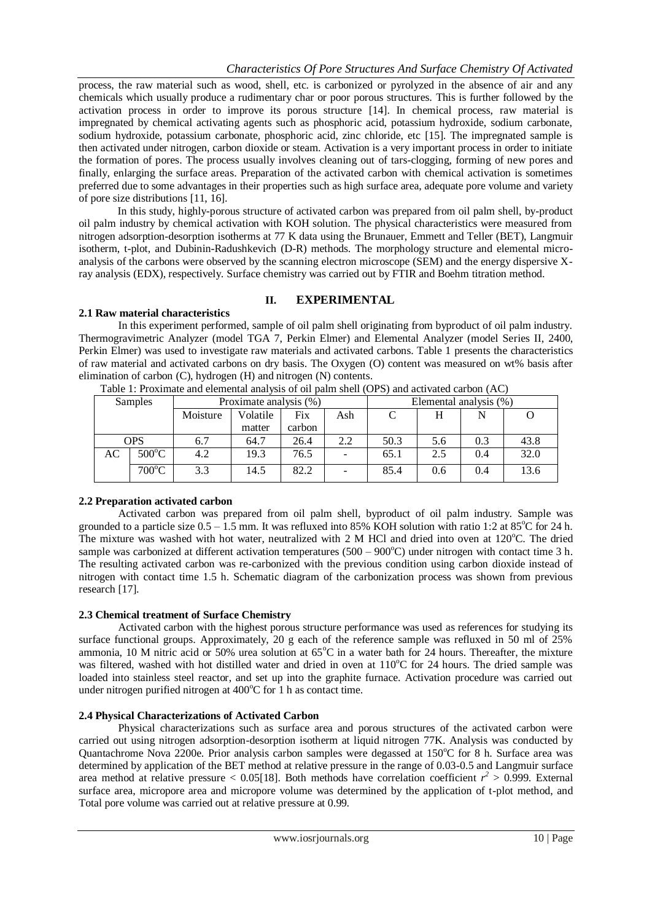process, the raw material such as wood, shell, etc. is carbonized or pyrolyzed in the absence of air and any chemicals which usually produce a rudimentary char or poor porous structures. This is further followed by the activation process in order to improve its porous structure [14]. In chemical process, raw material is impregnated by chemical activating agents such as phosphoric acid, potassium hydroxide, sodium carbonate, sodium hydroxide, potassium carbonate, phosphoric acid, zinc chloride, etc [15]. The impregnated sample is then activated under nitrogen, carbon dioxide or steam. Activation is a very important process in order to initiate the formation of pores. The process usually involves cleaning out of tars-clogging, forming of new pores and finally, enlarging the surface areas. Preparation of the activated carbon with chemical activation is sometimes preferred due to some advantages in their properties such as high surface area, adequate pore volume and variety of pore size distributions [11, 16].

In this study, highly-porous structure of activated carbon was prepared from oil palm shell, by-product oil palm industry by chemical activation with KOH solution. The physical characteristics were measured from nitrogen adsorption-desorption isotherms at 77 K data using the Brunauer, Emmett and Teller (BET), Langmuir isotherm, t-plot, and Dubinin-Radushkevich (D-R) methods. The morphology structure and elemental micro-analysis of the carbons were observed by the scanning electron microscope (SEM) and the energy dispersive X-ray analysis (EDX), respectively. Surface chemistry was carried out by FTIR and Boehm titration method.

## II. EXPERIMENTAL

### 2.1 Raw material characteristics

In this experiment performed, sample of oil palm shell originating from byproduct of oil palm industry. Thermogravimetric Analyzer (model TGA 7, Perkin Elmer) and Elemental Analyzer (model Series II, 2400, Perkin Elmer) was used to investigate raw materials and activated carbons. Table 1 presents the characteristics of raw material and activated carbons on dry basis. The Oxygen (O) content was measured on wt% basis after elimination of carbon (C), hydrogen (H) and nitrogen (N) contents.

Table 1: Proximate and elemental analysis of oil palm shell (OPS) and activated carbon (AC)

| Samples | | Proximate analysis (%) | | | | Elemental analysis (%) | | | |
|---|---|---|---|---|---|---|---|---|---|
| | | Moisture | Volatile matter | Fix carbon | Ash | C | H | N | O |
| OPS | | 6.7 | 64.7 | 26.4 | 2.2 | 50.3 | 5.6 | 0.3 | 43.8 |
| AC | 500°C | 4.2 | 19.3 | 76.5 | - | 65.1 | 2.5 | 0.4 | 32.0 |
| | 700°C | 3.3 | 14.5 | 82.2 | - | 85.4 | 0.6 | 0.4 | 13.6 |

### 2.2 Preparation activated carbon

Activated carbon was prepared from oil palm shell, byproduct of oil palm industry. Sample was grounded to a particle size 0.5 – 1.5 mm. It was refluxed into 85% KOH solution with ratio 1:2 at 85°C for 24 h. The mixture was washed with hot water, neutralized with 2 M HCl and dried into oven at 120°C. The dried sample was carbonized at different activation temperatures (500 – 900°C) under nitrogen with contact time 3 h. The resulting activated carbon was re-carbonized with the previous condition using carbon dioxide instead of nitrogen with contact time 1.5 h. Schematic diagram of the carbonization process was shown from previous research [17].

### 2.3 Chemical treatment of Surface Chemistry

Activated carbon with the highest porous structure performance was used as references for studying its surface functional groups. Approximately, 20 g each of the reference sample was refluxed in 50 ml of 25% ammonia, 10 M nitric acid or 50% urea solution at 65°C in a water bath for 24 hours. Thereafter, the mixture was filtered, washed with hot distilled water and dried in oven at 110°C for 24 hours. The dried sample was loaded into stainless steel reactor, and set up into the graphite furnace. Activation procedure was carried out under nitrogen purified nitrogen at 400°C for 1 h as contact time.

### 2.4 Physical Characterizations of Activated Carbon

Physical characterizations such as surface area and porous structures of the activated carbon were carried out using nitrogen adsorption-desorption isotherm at liquid nitrogen 77K. Analysis was conducted by Quantachrome Nova 2200e. Prior analysis carbon samples were degassed at 150°C for 8 h. Surface area was determined by application of the BET method at relative pressure in the range of 0.03-0.5 and Langmuir surface area method at relative pressure < 0.05[18]. Both methods have correlation coefficient $r^2 > 0.999$. External surface area, micropore area and micropore volume was determined by the application of t-plot method, and Total pore volume was carried out at relative pressure at 0.99.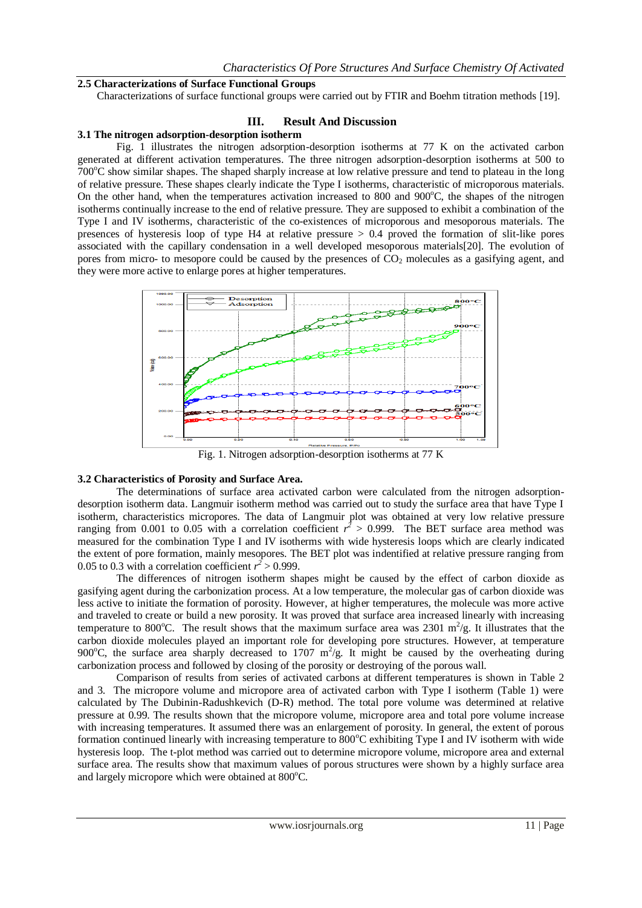### 2.5 Characterizations of Surface Functional Groups

Characterizations of surface functional groups were carried out by FTIR and Boehm titration methods [19].

## III. Result And Discussion

### 3.1 The nitrogen adsorption-desorption isotherm

Fig. 1 illustrates the nitrogen adsorption-desorption isotherms at 77 K on the activated carbon generated at different activation temperatures. The three nitrogen adsorption-desorption isotherms at 500 to 700°C show similar shapes. The shaped sharply increase at low relative pressure and tend to plateau in the long of relative pressure. These shapes clearly indicate the Type I isotherms, characteristic of microporous materials. On the other hand, when the temperatures activation increased to 800 and 900°C, the shapes of the nitrogen isotherms continually increase to the end of relative pressure. They are supposed to exhibit a combination of the Type I and IV isotherms, characteristic of the co-existences of microporous and mesoporous materials. The presences of hysteresis loop of type H4 at relative pressure > 0.4 proved the formation of slit-like pores associated with the capillary condensation in a well developed mesoporous materials[20]. The evolution of pores from micro- to mesopore could be caused by the presences of $CO_2$ molecules as a gasifying agent, and they were more active to enlarge pores at higher temperatures.

Fig. 1. Nitrogen adsorption-desorption isotherms at 77 K

### 3.2 Characteristics of Porosity and Surface Area.

The determinations of surface area activated carbon were calculated from the nitrogen adsorption-desorption isotherm data. Langmuir isotherm method was carried out to study the surface area that have Type I isotherm, characteristics micropores. The data of Langmuir plot was obtained at very low relative pressure ranging from 0.001 to 0.05 with a correlation coefficient $r^2$ > 0.999. The BET surface area method was measured for the combination Type I and IV isotherms with wide hysteresis loops which are clearly indicated the extent of pore formation, mainly mesopores. The BET plot was indentified at relative pressure ranging from 0.05 to 0.3 with a correlation coefficient $r^2$ > 0.999.

The differences of nitrogen isotherm shapes might be caused by the effect of carbon dioxide as gasifying agent during the carbonization process. At a low temperature, the molecular gas of carbon dioxide was less active to initiate the formation of porosity. However, at higher temperatures, the molecule was more active and traveled to create or build a new porosity. It was proved that surface area increased linearly with increasing temperature to 800°C. The result shows that the maximum surface area was 2301 m$^2$/g. It illustrates that the carbon dioxide molecules played an important role for developing pore structures. However, at temperature 900°C, the surface area sharply decreased to 1707 m$^2$/g. It might be caused by the overheating during carbonization process and followed by closing of the porosity or destroying of the porous wall.

Comparison of results from series of activated carbons at different temperatures is shown in Table 2 and 3. The micropore volume and micropore area of activated carbon with Type I isotherm (Table 1) were calculated by The Dubinin-Radushkevich (D-R) method. The total pore volume was determined at relative pressure at 0.99. The results shown that the micropore volume, micropore area and total pore volume increase with increasing temperatures. It assumed there was an enlargement of porosity. In general, the extent of porous formation continued linearly with increasing temperature to 800°C exhibiting Type I and IV isotherm with wide hysteresis loop. The t-plot method was carried out to determine micropore volume, micropore area and external surface area. The results show that maximum values of porous structures were shown by a highly surface area and largely micropore which were obtained at 800°C.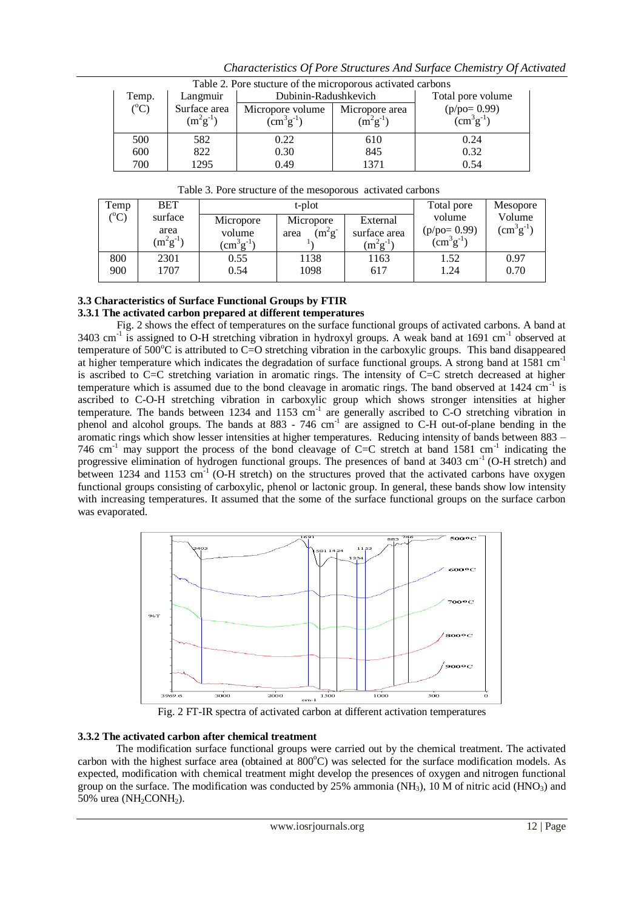Table 2. Pore stucture of the microporous activated carbons

| Temp. ($^{o}$C) | Langmuir Surface area ($m^2g^{-1}$) | Dubinin-Radushkevich | | Total pore volume (p/po= 0.99) ($cm^3g^{-1}$) |
|---|---|---|---|---|
| | | Micropore volume ($cm^3g^{-1}$) | Micropore area ($m^2g^{-1}$) | |
| 500 | 582 | 0.22 | 610 | 0.24 |
| 600 | 822 | 0.30 | 845 | 0.32 |
| 700 | 1295 | 0.49 | 1371 | 0.54 |

Table 3. Pore structure of the mesoporous activated carbons

| Temp ($^{o}$C) | BET surface area ($m^2g^{-1}$) | t-plot | | | Total pore volume (p/po= 0.99) ($cm^3g^{-1}$) | Mesopore Volume ($cm^3g^{-1}$) |
|---|---|---|---|---|---|---|
| | | Micropore volume ($cm^3g^{-1}$) | Micropore area ($m^2g^{-1}$) | External surface area ($m^2g^{-1}$) | | |
| 800 | 2301 | 0.55 | 1138 | 1163 | 1.52 | 0.97 |
| 900 | 1707 | 0.54 | 1098 | 617 | 1.24 | 0.70 |

### 3.3 Characteristics of Surface Functional Groups by FTIR

#### 3.3.1 The activated carbon prepared at different temperatures

Fig. 2 shows the effect of temperatures on the surface functional groups of activated carbons. A band at 3403 $cm^{-1}$ is assigned to O-H stretching vibration in hydroxyl groups. A weak band at 1691 $cm^{-1}$ observed at temperature of 500$^{o}$C is attributed to C=O stretching vibration in the carboxylic groups. This band disappeared at higher temperature which indicates the degradation of surface functional groups. A strong band at 1581 $cm^{-1}$ is ascribed to C=C stretching variation in aromatic rings. The intensity of C=C stretch decreased at higher temperature which is assumed due to the bond cleavage in aromatic rings. The band observed at 1424 $cm^{-1}$ is ascribed to C-O-H stretching vibration in carboxylic group which shows stronger intensities at higher temperature. The bands between 1234 and 1153 $cm^{-1}$ are generally ascribed to C-O stretching vibration in phenol and alcohol groups. The bands at 883 - 746 $cm^{-1}$ are assigned to C-H out-of-plane bending in the aromatic rings which show lesser intensities at higher temperatures. Reducing intensity of bands between 883 – 746 $cm^{-1}$ may support the process of the bond cleavage of C=C stretch at band 1581 $cm^{-1}$ indicating the progressive elimination of hydrogen functional groups. The presences of band at 3403 $cm^{-1}$ (O-H stretch) and between 1234 and 1153 $cm^{-1}$ (O-H stretch) on the structures proved that the activated carbons have oxygen functional groups consisting of carboxylic, phenol or lactonic group. In general, these bands show low intensity with increasing temperatures. It assumed that the some of the surface functional groups on the surface carbon was evaporated.

Fig. 2 FT-IR spectra of activated carbon at different activation temperatures

#### 3.3.2 The activated carbon after chemical treatment

The modification surface functional groups were carried out by the chemical treatment. The activated carbon with the highest surface area (obtained at 800$^{o}$C) was selected for the surface modification models. As expected, modification with chemical treatment might develop the presences of oxygen and nitrogen functional group on the surface. The modification was conducted by 25% ammonia ($NH_3$), 10 M of nitric acid ($HNO_3$) and 50% urea ($NH_2CONH_2$).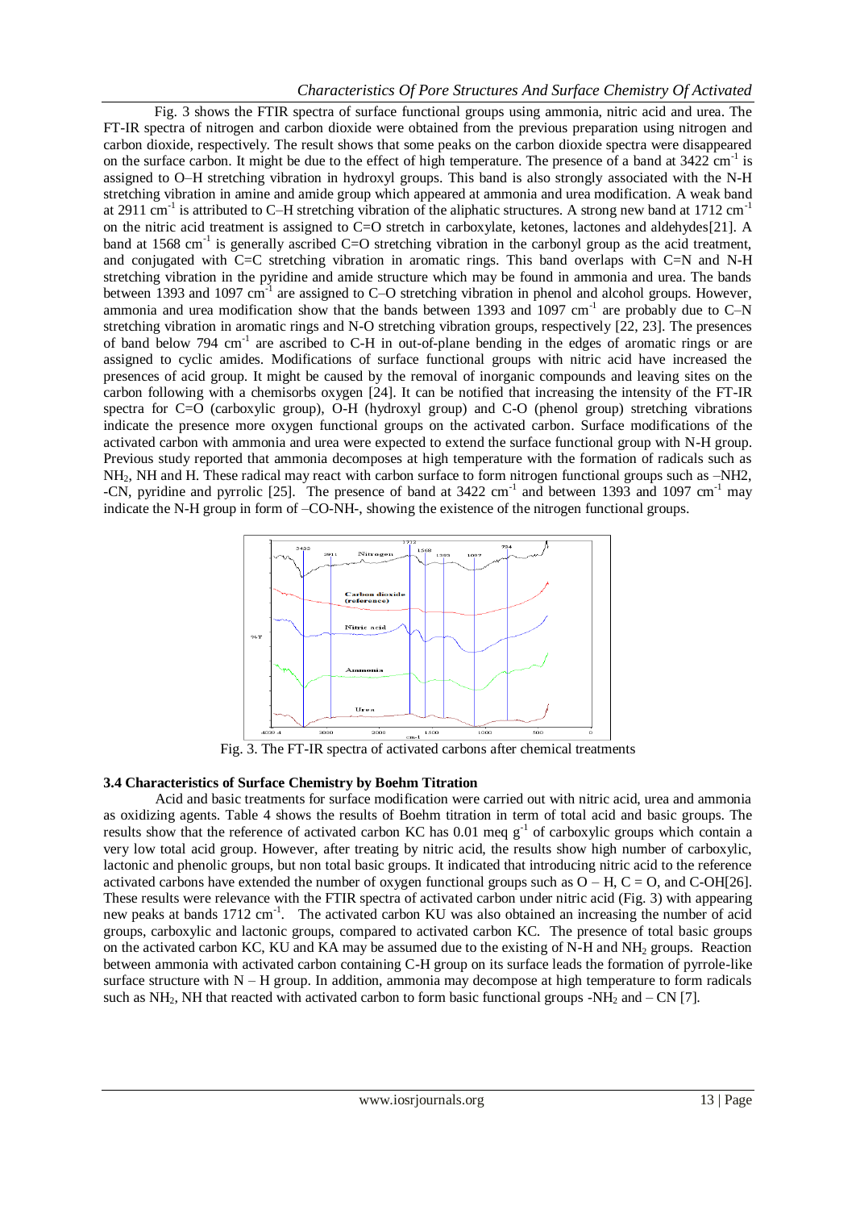Fig. 3 shows the FTIR spectra of surface functional groups using ammonia, nitric acid and urea. The FT-IR spectra of nitrogen and carbon dioxide were obtained from the previous preparation using nitrogen and carbon dioxide, respectively. The result shows that some peaks on the carbon dioxide spectra were disappeared on the surface carbon. It might be due to the effect of high temperature. The presence of a band at 3422 $cm^{-1}$ is assigned to O–H stretching vibration in hydroxyl groups. This band is also strongly associated with the N-H stretching vibration in amine and amide group which appeared at ammonia and urea modification. A weak band at 2911 $cm^{-1}$ is attributed to C–H stretching vibration of the aliphatic structures. A strong new band at 1712 $cm^{-1}$ on the nitric acid treatment is assigned to C=O stretch in carboxylate, ketones, lactones and aldehydes[21]. A band at 1568 $cm^{-1}$ is generally ascribed C=O stretching vibration in the carbonyl group as the acid treatment, and conjugated with C=C stretching vibration in aromatic rings. This band overlaps with C=N and N-H stretching vibration in the pyridine and amide structure which may be found in ammonia and urea. The bands between 1393 and 1097 $cm^{-1}$ are assigned to C–O stretching vibration in phenol and alcohol groups. However, ammonia and urea modification show that the bands between 1393 and 1097 $cm^{-1}$ are probably due to C–N stretching vibration in aromatic rings and N-O stretching vibration groups, respectively [22, 23]. The presences of band below 794 $cm^{-1}$ are ascribed to C-H in out-of-plane bending in the edges of aromatic rings or are assigned to cyclic amides. Modifications of surface functional groups with nitric acid have increased the presences of acid group. It might be caused by the removal of inorganic compounds and leaving sites on the carbon following with a chemisorbs oxygen [24]. It can be notified that increasing the intensity of the FT-IR spectra for C=O (carboxylic group), O-H (hydroxyl group) and C-O (phenol group) stretching vibrations indicate the presence more oxygen functional groups on the activated carbon. Surface modifications of the activated carbon with ammonia and urea were expected to extend the surface functional group with N-H group. Previous study reported that ammonia decomposes at high temperature with the formation of radicals such as $NH_2$, NH and H. These radical may react with carbon surface to form nitrogen functional groups such as –NH2, -CN, pyridine and pyrrolic [25]. The presence of band at 3422 $cm^{-1}$ and between 1393 and 1097 $cm^{-1}$ may indicate the N-H group in form of –CO-NH-, showing the existence of the nitrogen functional groups.

Fig. 3. The FT-IR spectra of activated carbons after chemical treatments

### 3.4 Characteristics of Surface Chemistry by Boehm Titration

Acid and basic treatments for surface modification were carried out with nitric acid, urea and ammonia as oxidizing agents. Table 4 shows the results of Boehm titration in term of total acid and basic groups. The results show that the reference of activated carbon KC has 0.01 meq $g^{-1}$ of carboxylic groups which contain a very low total acid group. However, after treating by nitric acid, the results show high number of carboxylic, lactonic and phenolic groups, but non total basic groups. It indicated that introducing nitric acid to the reference activated carbons have extended the number of oxygen functional groups such as O – H, C = O, and C-OH[26]. These results were relevance with the FTIR spectra of activated carbon under nitric acid (Fig. 3) with appearing new peaks at bands 1712 $cm^{-1}$. The activated carbon KU was also obtained an increasing the number of acid groups, carboxylic and lactonic groups, compared to activated carbon KC. The presence of total basic groups on the activated carbon KC, KU and KA may be assumed due to the existing of N-H and $NH_2$ groups. Reaction between ammonia with activated carbon containing C-H group on its surface leads the formation of pyrrole-like surface structure with N – H group. In addition, ammonia may decompose at high temperature to form radicals such as $NH_2$, NH that reacted with activated carbon to form basic functional groups -$NH_2$ and – CN [7].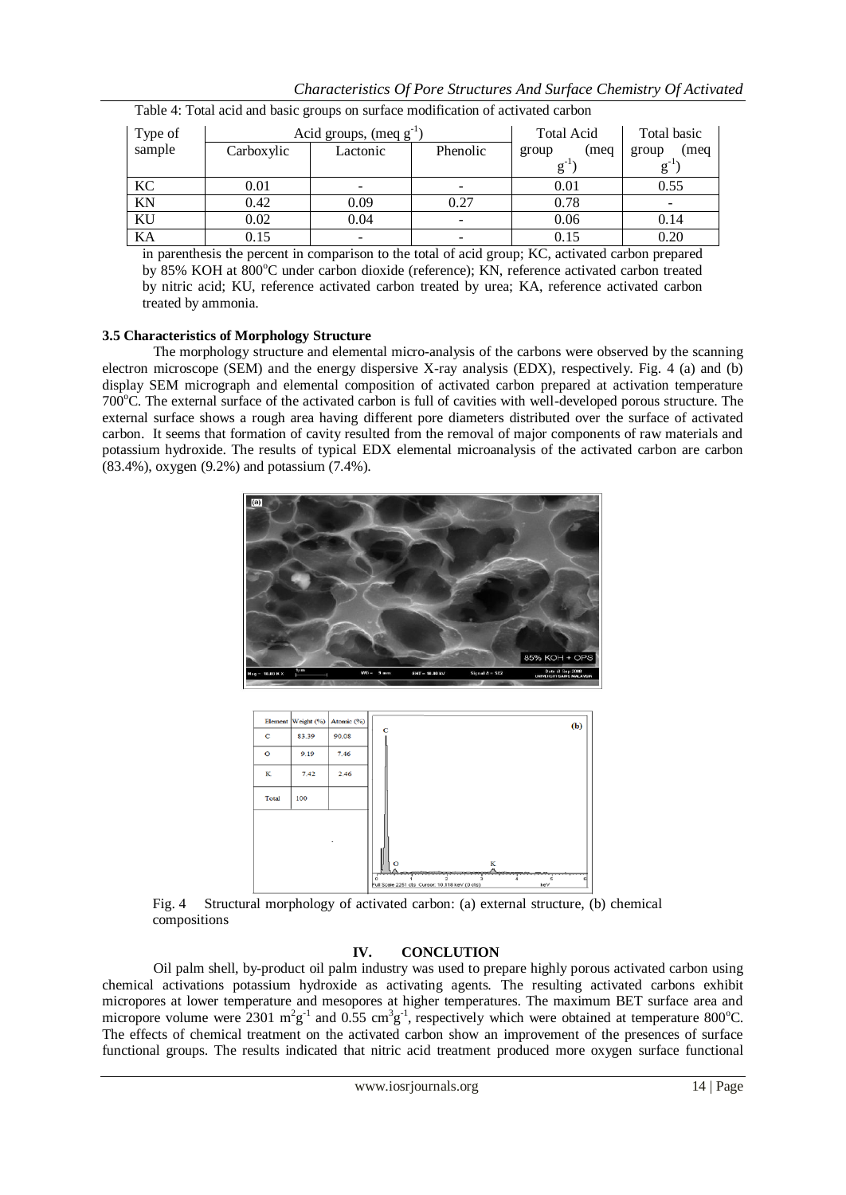Table 4: Total acid and basic groups on surface modification of activated carbon

| Type of sample | Acid groups, (meq $g^{-1}$) | | | Total Acid group (meq $g^{-1}$) | Total basic group (meq $g^{-1}$) |
|---|---|---|---|---|---|
| | Carboxylic | Lactonic | Phenolic | | |
| KC | 0.01 | - | - | 0.01 | 0.55 |
| KN | 0.42 | 0.09 | 0.27 | 0.78 | - |
| KU | 0.02 | 0.04 | - | 0.06 | 0.14 |
| KA | 0.15 | - | - | 0.15 | 0.20 |

in parenthesis the percent in comparison to the total of acid group; KC, activated carbon prepared by 85% KOH at 800°C under carbon dioxide (reference); KN, reference activated carbon treated by nitric acid; KU, reference activated carbon treated by urea; KA, reference activated carbon treated by ammonia.

### 3.5 Characteristics of Morphology Structure

The morphology structure and elemental micro-analysis of the carbons were observed by the scanning electron microscope (SEM) and the energy dispersive X-ray analysis (EDX), respectively. Fig. 4 (a) and (b) display SEM micrograph and elemental composition of activated carbon prepared at activation temperature 700°C. The external surface of the activated carbon is full of cavities with well-developed porous structure. The external surface shows a rough area having different pore diameters distributed over the surface of activated carbon. It seems that formation of cavity resulted from the removal of major components of raw materials and potassium hydroxide. The results of typical EDX elemental microanalysis of the activated carbon are carbon (83.4%), oxygen (9.2%) and potassium (7.4%).

| Element | Weight (%) | Atomic (%) |
|---|---|---|
| C | 83.39 | 90.08 |
| O | 9.19 | 7.46 |
| K | 7.42 | 2.46 |
| Total | 100 | |

Fig. 4 Structural morphology of activated carbon: (a) external structure, (b) chemical compositions

## IV. CONCLUTION

Oil palm shell, by-product oil palm industry was used to prepare highly porous activated carbon using chemical activations potassium hydroxide as activating agents. The resulting activated carbons exhibit micropores at lower temperature and mesopores at higher temperatures. The maximum BET surface area and micropore volume were 2301 $m^2g^{-1}$ and 0.55 $cm^3g^{-1}$, respectively which were obtained at temperature 800°C. The effects of chemical treatment on the activated carbon show an improvement of the presences of surface functional groups. The results indicated that nitric acid treatment produced more oxygen surface functional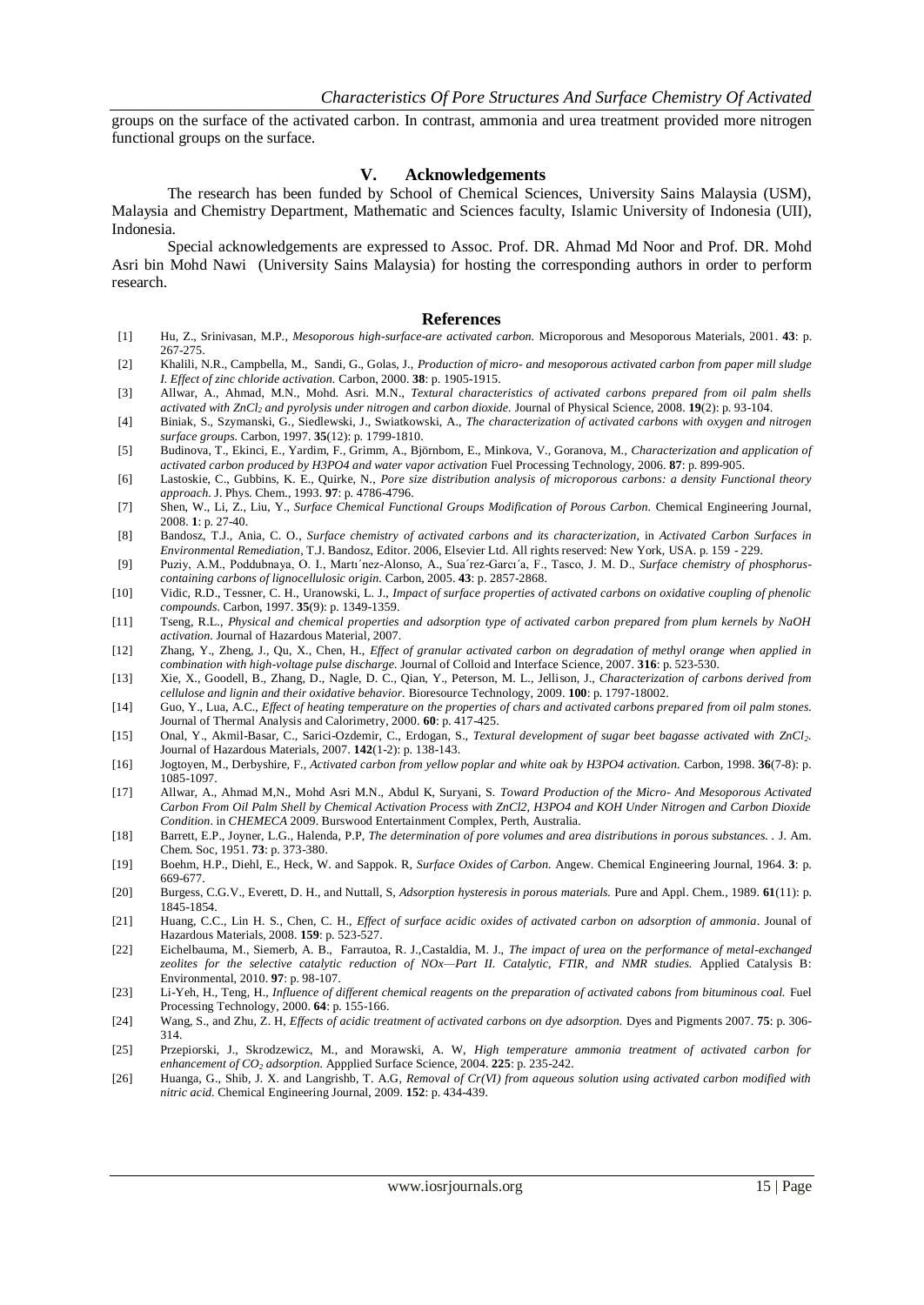groups on the surface of the activated carbon. In contrast, ammonia and urea treatment provided more nitrogen functional groups on the surface.

## V. Acknowledgements

The research has been funded by School of Chemical Sciences, University Sains Malaysia (USM), Malaysia and Chemistry Department, Mathematic and Sciences faculty, Islamic University of Indonesia (UII), Indonesia.

Special acknowledgements are expressed to Assoc. Prof. DR. Ahmad Md Noor and Prof. DR. Mohd Asri bin Mohd Nawi (University Sains Malaysia) for hosting the corresponding authors in order to perform research.

## References

[1] Hu, Z., Srinivasan, M.P., *Mesoporous high-surface-are activated carbon.* Microporous and Mesoporous Materials, 2001. **43**: p. 267-275.

[2] Khalili, N.R., Campbella, M., Sandi, G., Golas, J., *Production of micro- and mesoporous activated carbon from paper mill sludge I. Effect of zinc chloride activation.* Carbon, 2000. **38**: p. 1905-1915.

[3] Allwar, A., Ahmad, M.N., Mohd. Asri. M.N., *Textural characteristics of activated carbons prepared from oil palm shells activated with $ZnCl_2$ and pyrolysis under nitrogen and carbon dioxide.* Journal of Physical Science, 2008. **19**(2): p. 93-104.

[4] Biniak, S., Szymanski, G., Siedlewski, J., Swiatkowski, A., *The characterization of activated carbons with oxygen and nitrogen surface groups.* Carbon, 1997. **35**(12): p. 1799-1810.

[5] Budinova, T., Ekinci, E., Yardim, F., Grimm, A., Björnbom, E., Minkova, V., Goranova, M., *Characterization and application of activated carbon produced by H3PO4 and water vapor activation* Fuel Processing Technology, 2006. **87**: p. 899-905.

[6] Lastoskie, C., Gubbins, K. E., Quirke, N., *Pore size distribution analysis of microporous carbons: a density Functional theory approach.* J. Phys. Chem., 1993. **97**: p. 4786-4796.

[7] Shen, W., Li, Z., Liu, Y., *Surface Chemical Functional Groups Modification of Porous Carbon.* Chemical Engineering Journal, 2008. **1**: p. 27-40.

[8] Bandosz, T.J., Ania, C. O., *Surface chemistry of activated carbons and its characterization*, in *Activated Carbon Surfaces in Environmental Remediation*, T.J. Bandosz, Editor. 2006, Elsevier Ltd. All rights reserved: New York, USA. p. 159 - 229.

[9] Puziy, A.M., Poddubnaya, O. I., Martı´nez-Alonso, A., Sua´rez-Garcı´a, F., Tasco, J. M. D., *Surface chemistry of phosphorus-containing carbons of lignocellulosic origin.* Carbon, 2005. **43**: p. 2857-2868.

[10] Vidic, R.D., Tessner, C. H., Uranowski, L. J., *Impact of surface properties of activated carbons on oxidative coupling of phenolic compounds.* Carbon, 1997. **35**(9): p. 1349-1359.

[11] Tseng, R.L., *Physical and chemical properties and adsorption type of activated carbon prepared from plum kernels by NaOH activation.* Journal of Hazardous Material, 2007.

[12] Zhang, Y., Zheng, J., Qu, X., Chen, H., *Effect of granular activated carbon on degradation of methyl orange when applied in combination with high-voltage pulse discharge.* Journal of Colloid and Interface Science, 2007. **316**: p. 523-530.

[13] Xie, X., Goodell, B., Zhang, D., Nagle, D. C., Qian, Y., Peterson, M. L., Jellison, J., *Characterization of carbons derived from cellulose and lignin and their oxidative behavior.* Bioresource Technology, 2009. **100**: p. 1797-18002.

[14] Guo, Y., Lua, A.C., *Effect of heating temperature on the properties of chars and activated carbons prepared from oil palm stones.* Journal of Thermal Analysis and Calorimetry, 2000. **60**: p. 417-425.

[15] Onal, Y., Akmil-Basar, C., Sarici-Ozdemir, C., Erdogan, S., *Textural development of sugar beet bagasse activated with $ZnCl_2$.* Journal of Hazardous Materials, 2007. **142**(1-2): p. 138-143.

[16] Jogtoyen, M., Derbyshire, F., *Activated carbon from yellow poplar and white oak by H3PO4 activation.* Carbon, 1998. **36**(7-8): p. 1085-1097.

[17] Allwar, A., Ahmad M,N., Mohd Asri M.N., Abdul K, Suryani, S. *Toward Production of the Micro- And Mesoporous Activated Carbon From Oil Palm Shell by Chemical Activation Process with ZnCl2, H3PO4 and KOH Under Nitrogen and Carbon Dioxide Condition*. in *CHEMECA* 2009. Burswood Entertainment Complex, Perth, Australia.

[18] Barrett, E.P., Joyner, L.G., Halenda, P.P, *The determination of pore volumes and area distributions in porous substances.* . J. Am. Chem. Soc, 1951. **73**: p. 373-380.

[19] Boehm, H.P., Diehl, E., Heck, W. and Sappok. R, *Surface Oxides of Carbon.* Angew. Chemical Engineering Journal, 1964. **3**: p. 669-677.

[20] Burgess, C.G.V., Everett, D. H., and Nuttall, S, *Adsorption hysteresis in porous materials.* Pure and Appl. Chem., 1989. **61**(11): p. 1845-1854.

[21] Huang, C.C., Lin H. S., Chen, C. H., *Effect of surface acidic oxides of activated carbon on adsorption of ammonia*. Jounal of Hazardous Materials, 2008. **159**: p. 523-527.

[22] Eichelbauma, M., Siemerb, A. B., Farrautoa, R. J.,Castaldia, M. J., *The impact of urea on the performance of metal-exchanged zeolites for the selective catalytic reduction of NOx—Part II. Catalytic, FTIR, and NMR studies.* Applied Catalysis B: Environmental, 2010. **97**: p. 98-107.

[23] Li-Yeh, H., Teng, H., *Influence of different chemical reagents on the preparation of activated cabons from bituminous coal.* Fuel Processing Technology, 2000. **64**: p. 155-166.

[24] Wang, S., and Zhu, Z. H, *Effects of acidic treatment of activated carbons on dye adsorption.* Dyes and Pigments 2007. **75**: p. 306-314.

[25] Przepiorski, J., Skrodzewicz, M., and Morawski, A. W, *High temperature ammonia treatment of activated carbon for enhancement of $CO_2$ adsorption.* Appplied Surface Science, 2004. **225**: p. 235-242.

[26] Huanga, G., Shib, J. X. and Langrishb, T. A.G, *Removal of Cr(VI) from aqueous solution using activated carbon modified with nitric acid.* Chemical Engineering Journal, 2009. **152**: p. 434-439.